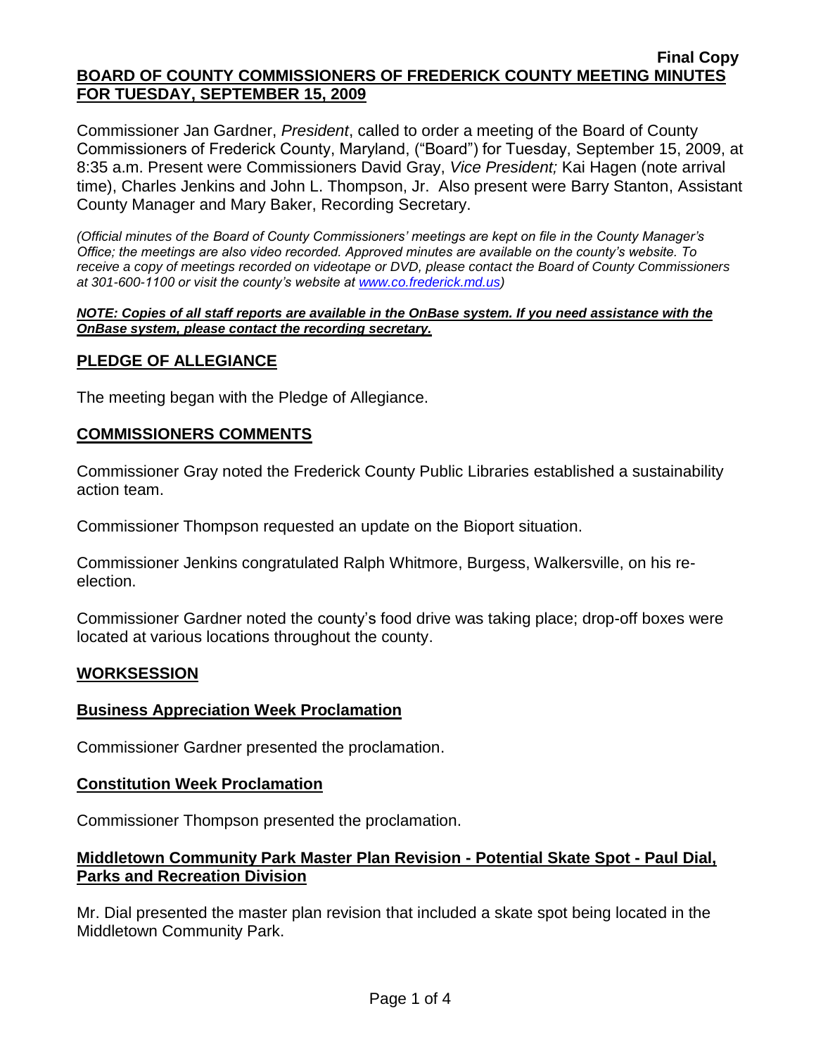**Final Copy**

# BOARD OF COUNTY COMMISSIONERS OF FREDERICK COUNTY MEETING MINUTES FOR TUESDAY, SEPTEMBER 15, 2009

Commissioner Jan Gardner, *President*, called to order a meeting of the Board of County Commissioners of Frederick County, Maryland, ("Board") for Tuesday, September 15, 2009, at 8:35 a.m. Present were Commissioners David Gray, *Vice President;* Kai Hagen (note arrival time), Charles Jenkins and John L. Thompson, Jr. Also present were Barry Stanton, Assistant County Manager and Mary Baker, Recording Secretary.

*(Official minutes of the Board of County Commissioners' meetings are kept on file in the County Manager's Office; the meetings are also video recorded. Approved minutes are available on the county's website. To receive a copy of meetings recorded on videotape or DVD, please contact the Board of County Commissioners at 301-600-1100 or visit the county's website at www.co.frederick.md.us)*

***NOTE: Copies of all staff reports are available in the OnBase system. If you need assistance with the OnBase system, please contact the recording secretary.***

## PLEDGE OF ALLEGIANCE

The meeting began with the Pledge of Allegiance.

## COMMISSIONERS COMMENTS

Commissioner Gray noted the Frederick County Public Libraries established a sustainability action team.

Commissioner Thompson requested an update on the Bioport situation.

Commissioner Jenkins congratulated Ralph Whitmore, Burgess, Walkersville, on his re-election.

Commissioner Gardner noted the county's food drive was taking place; drop-off boxes were located at various locations throughout the county.

## WORKSESSION

### Business Appreciation Week Proclamation

Commissioner Gardner presented the proclamation.

### Constitution Week Proclamation

Commissioner Thompson presented the proclamation.

### Middletown Community Park Master Plan Revision - Potential Skate Spot - Paul Dial, Parks and Recreation Division

Mr. Dial presented the master plan revision that included a skate spot being located in the Middletown Community Park.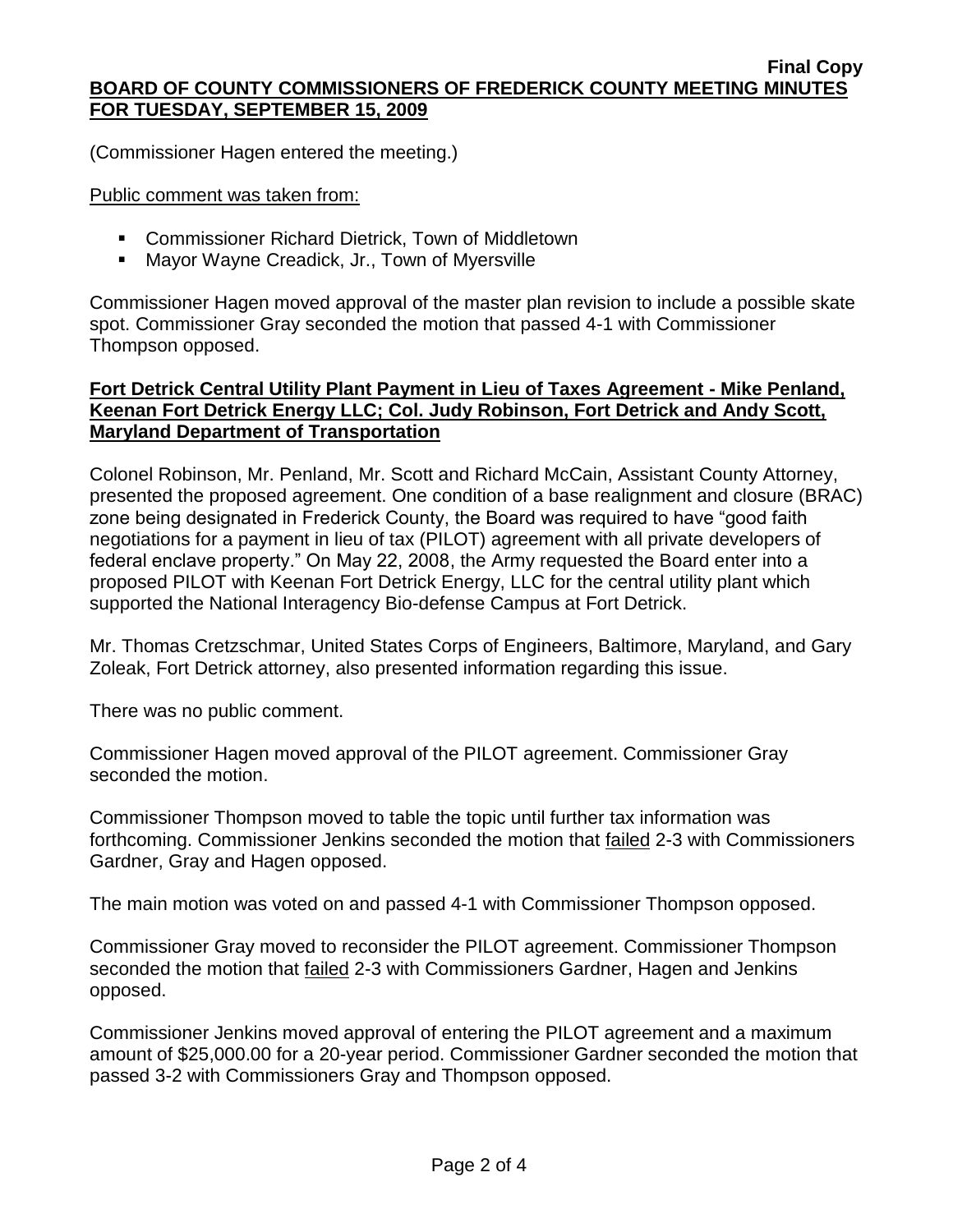(Commissioner Hagen entered the meeting.)

Public comment was taken from:

- Commissioner Richard Dietrick, Town of Middletown
- Mayor Wayne Creadick, Jr., Town of Myersville

Commissioner Hagen moved approval of the master plan revision to include a possible skate spot. Commissioner Gray seconded the motion that passed 4-1 with Commissioner Thompson opposed.

**Fort Detrick Central Utility Plant Payment in Lieu of Taxes Agreement - Mike Penland, Keenan Fort Detrick Energy LLC; Col. Judy Robinson, Fort Detrick and Andy Scott, Maryland Department of Transportation**

Colonel Robinson, Mr. Penland, Mr. Scott and Richard McCain, Assistant County Attorney, presented the proposed agreement. One condition of a base realignment and closure (BRAC) zone being designated in Frederick County, the Board was required to have "good faith negotiations for a payment in lieu of tax (PILOT) agreement with all private developers of federal enclave property." On May 22, 2008, the Army requested the Board enter into a proposed PILOT with Keenan Fort Detrick Energy, LLC for the central utility plant which supported the National Interagency Bio-defense Campus at Fort Detrick.

Mr. Thomas Cretzschmar, United States Corps of Engineers, Baltimore, Maryland, and Gary Zoleak, Fort Detrick attorney, also presented information regarding this issue.

There was no public comment.

Commissioner Hagen moved approval of the PILOT agreement. Commissioner Gray seconded the motion.

Commissioner Thompson moved to table the topic until further tax information was forthcoming. Commissioner Jenkins seconded the motion that failed 2-3 with Commissioners Gardner, Gray and Hagen opposed.

The main motion was voted on and passed 4-1 with Commissioner Thompson opposed.

Commissioner Gray moved to reconsider the PILOT agreement. Commissioner Thompson seconded the motion that failed 2-3 with Commissioners Gardner, Hagen and Jenkins opposed.

Commissioner Jenkins moved approval of entering the PILOT agreement and a maximum amount of $25,000.00 for a 20-year period. Commissioner Gardner seconded the motion that passed 3-2 with Commissioners Gray and Thompson opposed.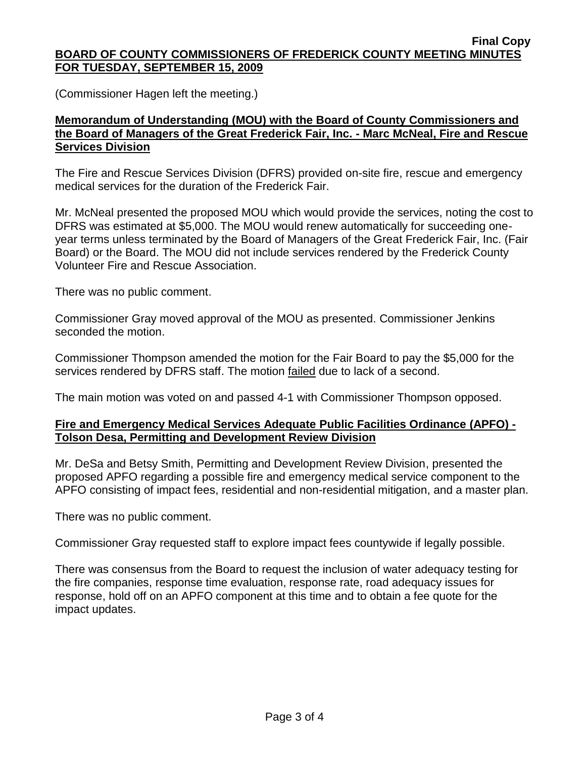(Commissioner Hagen left the meeting.)

**Memorandum of Understanding (MOU) with the Board of County Commissioners and the Board of Managers of the Great Frederick Fair, Inc. - Marc McNeal, Fire and Rescue Services Division**

The Fire and Rescue Services Division (DFRS) provided on-site fire, rescue and emergency medical services for the duration of the Frederick Fair.

Mr. McNeal presented the proposed MOU which would provide the services, noting the cost to DFRS was estimated at $5,000. The MOU would renew automatically for succeeding one-year terms unless terminated by the Board of Managers of the Great Frederick Fair, Inc. (Fair Board) or the Board. The MOU did not include services rendered by the Frederick County Volunteer Fire and Rescue Association.

There was no public comment.

Commissioner Gray moved approval of the MOU as presented. Commissioner Jenkins seconded the motion.

Commissioner Thompson amended the motion for the Fair Board to pay the $5,000 for the services rendered by DFRS staff. The motion failed due to lack of a second.

The main motion was voted on and passed 4-1 with Commissioner Thompson opposed.

**Fire and Emergency Medical Services Adequate Public Facilities Ordinance (APFO) - Tolson Desa, Permitting and Development Review Division**

Mr. DeSa and Betsy Smith, Permitting and Development Review Division, presented the proposed APFO regarding a possible fire and emergency medical service component to the APFO consisting of impact fees, residential and non-residential mitigation, and a master plan.

There was no public comment.

Commissioner Gray requested staff to explore impact fees countywide if legally possible.

There was consensus from the Board to request the inclusion of water adequacy testing for the fire companies, response time evaluation, response rate, road adequacy issues for response, hold off on an APFO component at this time and to obtain a fee quote for the impact updates.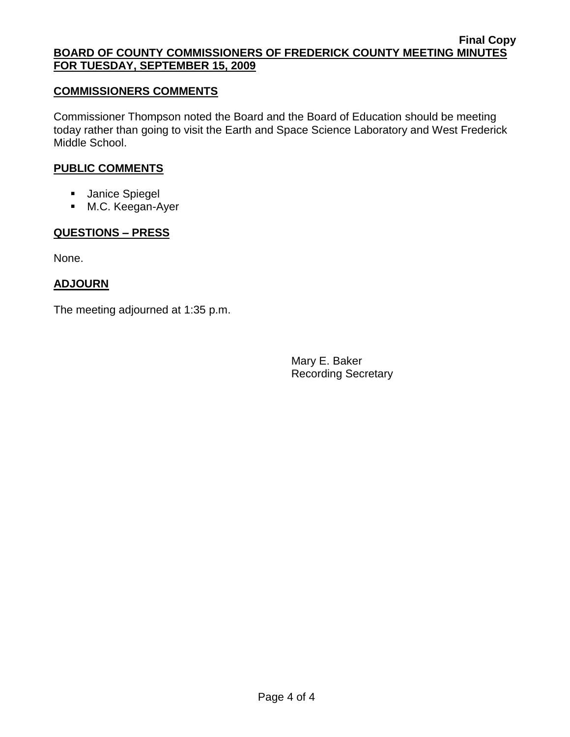**Final Copy**

**BOARD OF COUNTY COMMISSIONERS OF FREDERICK COUNTY MEETING MINUTES FOR TUESDAY, SEPTEMBER 15, 2009**

## COMMISSIONERS COMMENTS

Commissioner Thompson noted the Board and the Board of Education should be meeting today rather than going to visit the Earth and Space Science Laboratory and West Frederick Middle School.

## PUBLIC COMMENTS

- Janice Spiegel
- M.C. Keegan-Ayer

## QUESTIONS – PRESS

None.

## ADJOURN

The meeting adjourned at 1:35 p.m.

Mary E. Baker
Recording Secretary